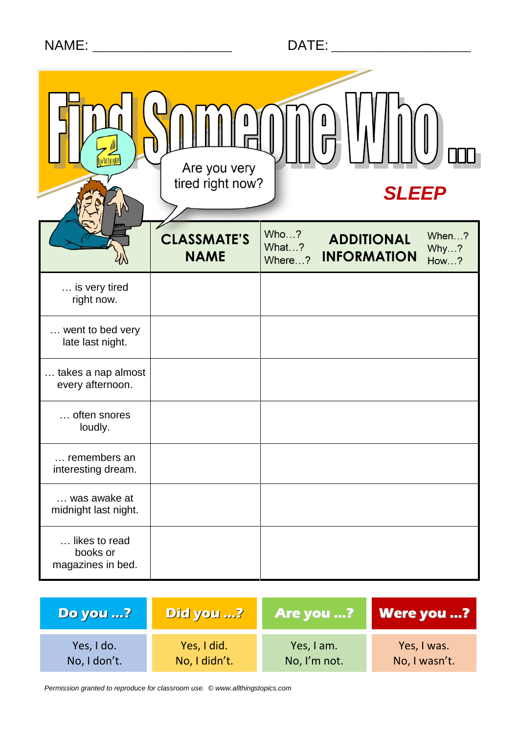NAME: ___________________ DATE: ___________________

# Find Someone Who ...

Are you very tired right now?

## SLEEP

| | CLASSMATE'S NAME | Who…? What…? Where…? ADDITIONAL INFORMATION When…? Why…? How…? |
|---|---|---|
| … is very tired right now. | | |
| … went to bed very late last night. | | |
| … takes a nap almost every afternoon. | | |
| … often snores loudly. | | |
| … remembers an interesting dream. | | |
| … was awake at midnight last night. | | |
| … likes to read books or magazines in bed. | | |

| Do you …? | Did you …? | Are you …? | Were you …? |
|---|---|---|---|
| Yes, I do. No, I don't. | Yes, I did. No, I didn't. | Yes, I am. No, I'm not. | Yes, I was. No, I wasn't. |

*Permission granted to reproduce for classroom use. © www.allthingstopics.com*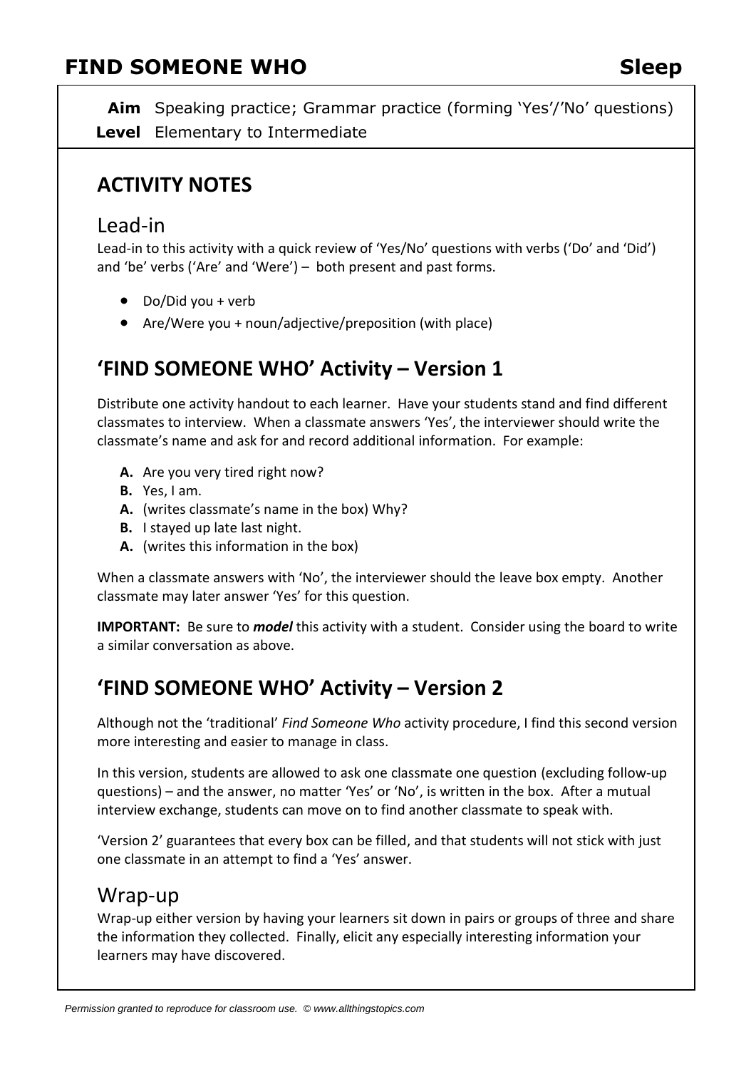# FIND SOMEONE WHO — Sleep

**Aim** Speaking practice; Grammar practice (forming 'Yes'/'No' questions)
**Level** Elementary to Intermediate

## ACTIVITY NOTES

### Lead-in

Lead-in to this activity with a quick review of 'Yes/No' questions with verbs ('Do' and 'Did') and 'be' verbs ('Are' and 'Were') – both present and past forms.

- Do/Did you + verb
- Are/Were you + noun/adjective/preposition (with place)

## 'FIND SOMEONE WHO' Activity – Version 1

Distribute one activity handout to each learner. Have your students stand and find different classmates to interview. When a classmate answers 'Yes', the interviewer should write the classmate's name and ask for and record additional information. For example:

**A.** Are you very tired right now?
**B.** Yes, I am.
**A.** (writes classmate's name in the box) Why?
**B.** I stayed up late last night.
**A.** (writes this information in the box)

When a classmate answers with 'No', the interviewer should the leave box empty. Another classmate may later answer 'Yes' for this question.

**IMPORTANT:** Be sure to ***model*** this activity with a student. Consider using the board to write a similar conversation as above.

## 'FIND SOMEONE WHO' Activity – Version 2

Although not the 'traditional' *Find Someone Who* activity procedure, I find this second version more interesting and easier to manage in class.

In this version, students are allowed to ask one classmate one question (excluding follow-up questions) – and the answer, no matter 'Yes' or 'No', is written in the box. After a mutual interview exchange, students can move on to find another classmate to speak with.

'Version 2' guarantees that every box can be filled, and that students will not stick with just one classmate in an attempt to find a 'Yes' answer.

### Wrap-up

Wrap-up either version by having your learners sit down in pairs or groups of three and share the information they collected. Finally, elicit any especially interesting information your learners may have discovered.

*Permission granted to reproduce for classroom use. © www.allthingstopics.com*